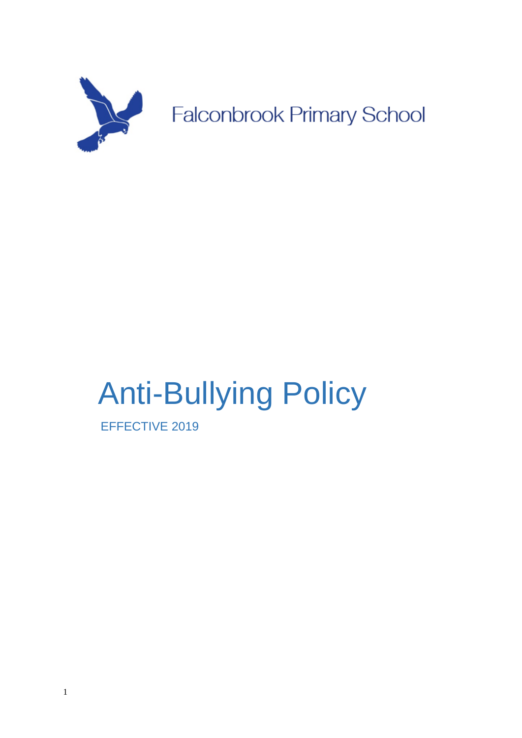Falconbrook Primary School

# Anti-Bullying Policy

EFFECTIVE 2019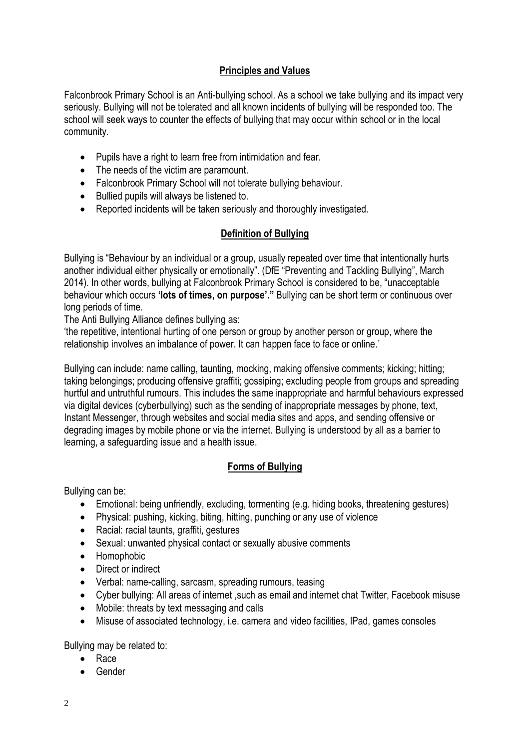## Principles and Values

Falconbrook Primary School is an Anti-bullying school. As a school we take bullying and its impact very seriously. Bullying will not be tolerated and all known incidents of bullying will be responded too. The school will seek ways to counter the effects of bullying that may occur within school or in the local community.

- Pupils have a right to learn free from intimidation and fear.
- The needs of the victim are paramount.
- Falconbrook Primary School will not tolerate bullying behaviour.
- Bullied pupils will always be listened to.
- Reported incidents will be taken seriously and thoroughly investigated.

## Definition of Bullying

Bullying is "Behaviour by an individual or a group, usually repeated over time that intentionally hurts another individual either physically or emotionally". (DfE "Preventing and Tackling Bullying", March 2014). In other words, bullying at Falconbrook Primary School is considered to be, "unacceptable behaviour which occurs **'lots of times, on purpose'."** Bullying can be short term or continuous over long periods of time.

The Anti Bullying Alliance defines bullying as:

'the repetitive, intentional hurting of one person or group by another person or group, where the relationship involves an imbalance of power. It can happen face to face or online.'

Bullying can include: name calling, taunting, mocking, making offensive comments; kicking; hitting; taking belongings; producing offensive graffiti; gossiping; excluding people from groups and spreading hurtful and untruthful rumours. This includes the same inappropriate and harmful behaviours expressed via digital devices (cyberbullying) such as the sending of inappropriate messages by phone, text, Instant Messenger, through websites and social media sites and apps, and sending offensive or degrading images by mobile phone or via the internet. Bullying is understood by all as a barrier to learning, a safeguarding issue and a health issue.

## Forms of Bullying

Bullying can be:

- Emotional: being unfriendly, excluding, tormenting (e.g. hiding books, threatening gestures)
- Physical: pushing, kicking, biting, hitting, punching or any use of violence
- Racial: racial taunts, graffiti, gestures
- Sexual: unwanted physical contact or sexually abusive comments
- Homophobic
- Direct or indirect
- Verbal: name-calling, sarcasm, spreading rumours, teasing
- Cyber bullying: All areas of internet ,such as email and internet chat Twitter, Facebook misuse
- Mobile: threats by text messaging and calls
- Misuse of associated technology, i.e. camera and video facilities, IPad, games consoles

Bullying may be related to:

- Race
- Gender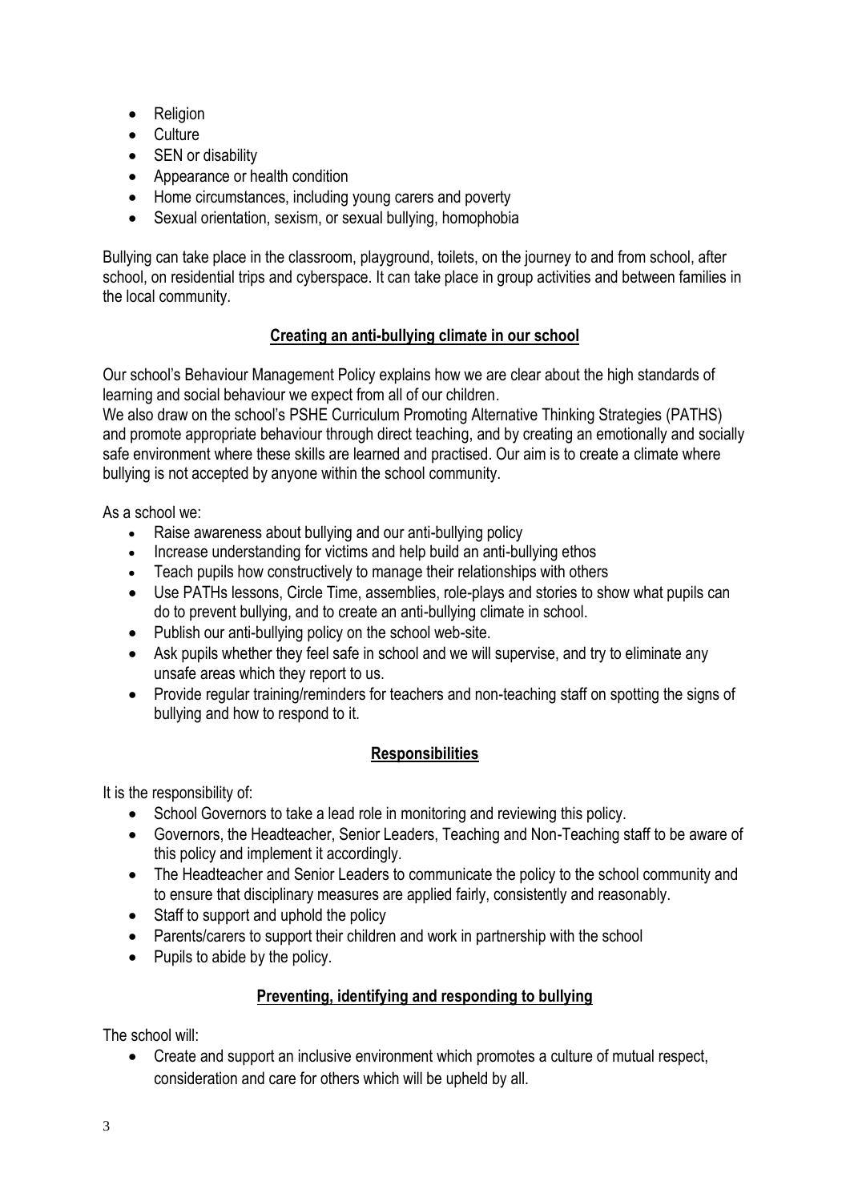- Religion
- Culture
- SEN or disability
- Appearance or health condition
- Home circumstances, including young carers and poverty
- Sexual orientation, sexism, or sexual bullying, homophobia

Bullying can take place in the classroom, playground, toilets, on the journey to and from school, after school, on residential trips and cyberspace. It can take place in group activities and between families in the local community.

## Creating an anti-bullying climate in our school

Our school's Behaviour Management Policy explains how we are clear about the high standards of learning and social behaviour we expect from all of our children.
We also draw on the school's PSHE Curriculum Promoting Alternative Thinking Strategies (PATHS) and promote appropriate behaviour through direct teaching, and by creating an emotionally and socially safe environment where these skills are learned and practised. Our aim is to create a climate where bullying is not accepted by anyone within the school community.

As a school we:

- Raise awareness about bullying and our anti-bullying policy
- Increase understanding for victims and help build an anti-bullying ethos
- Teach pupils how constructively to manage their relationships with others
- Use PATHs lessons, Circle Time, assemblies, role-plays and stories to show what pupils can do to prevent bullying, and to create an anti-bullying climate in school.
- Publish our anti-bullying policy on the school web-site.
- Ask pupils whether they feel safe in school and we will supervise, and try to eliminate any unsafe areas which they report to us.
- Provide regular training/reminders for teachers and non-teaching staff on spotting the signs of bullying and how to respond to it.

## Responsibilities

It is the responsibility of:

- School Governors to take a lead role in monitoring and reviewing this policy.
- Governors, the Headteacher, Senior Leaders, Teaching and Non-Teaching staff to be aware of this policy and implement it accordingly.
- The Headteacher and Senior Leaders to communicate the policy to the school community and to ensure that disciplinary measures are applied fairly, consistently and reasonably.
- Staff to support and uphold the policy
- Parents/carers to support their children and work in partnership with the school
- Pupils to abide by the policy.

## Preventing, identifying and responding to bullying

The school will:

- Create and support an inclusive environment which promotes a culture of mutual respect, consideration and care for others which will be upheld by all.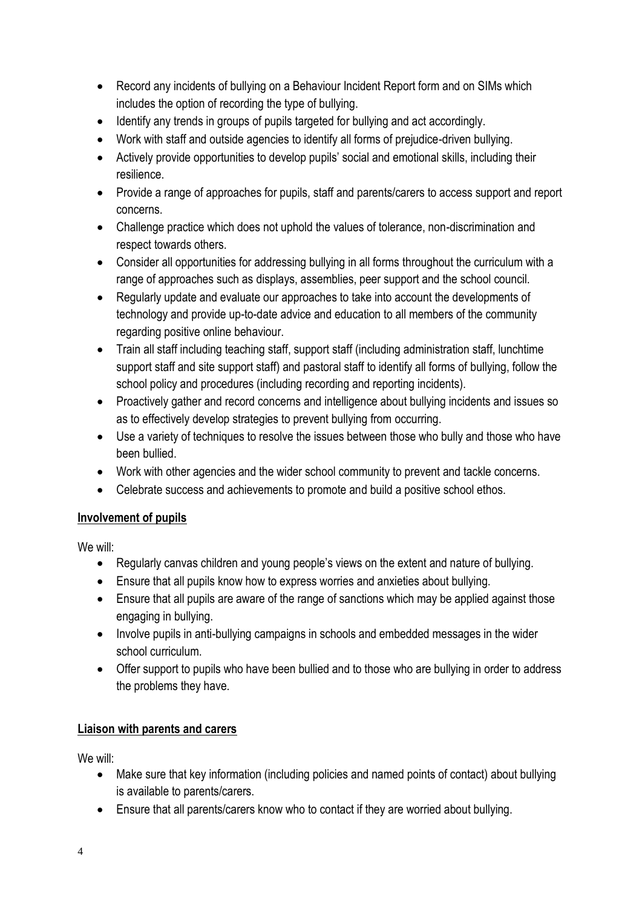- Record any incidents of bullying on a Behaviour Incident Report form and on SIMs which includes the option of recording the type of bullying.
- Identify any trends in groups of pupils targeted for bullying and act accordingly.
- Work with staff and outside agencies to identify all forms of prejudice-driven bullying.
- Actively provide opportunities to develop pupils' social and emotional skills, including their resilience.
- Provide a range of approaches for pupils, staff and parents/carers to access support and report concerns.
- Challenge practice which does not uphold the values of tolerance, non-discrimination and respect towards others.
- Consider all opportunities for addressing bullying in all forms throughout the curriculum with a range of approaches such as displays, assemblies, peer support and the school council.
- Regularly update and evaluate our approaches to take into account the developments of technology and provide up-to-date advice and education to all members of the community regarding positive online behaviour.
- Train all staff including teaching staff, support staff (including administration staff, lunchtime support staff and site support staff) and pastoral staff to identify all forms of bullying, follow the school policy and procedures (including recording and reporting incidents).
- Proactively gather and record concerns and intelligence about bullying incidents and issues so as to effectively develop strategies to prevent bullying from occurring.
- Use a variety of techniques to resolve the issues between those who bully and those who have been bullied.
- Work with other agencies and the wider school community to prevent and tackle concerns.
- Celebrate success and achievements to promote and build a positive school ethos.

**Involvement of pupils**

We will:

- Regularly canvas children and young people's views on the extent and nature of bullying.
- Ensure that all pupils know how to express worries and anxieties about bullying.
- Ensure that all pupils are aware of the range of sanctions which may be applied against those engaging in bullying.
- Involve pupils in anti-bullying campaigns in schools and embedded messages in the wider school curriculum.
- Offer support to pupils who have been bullied and to those who are bullying in order to address the problems they have.

**Liaison with parents and carers**

We will:

- Make sure that key information (including policies and named points of contact) about bullying is available to parents/carers.
- Ensure that all parents/carers know who to contact if they are worried about bullying.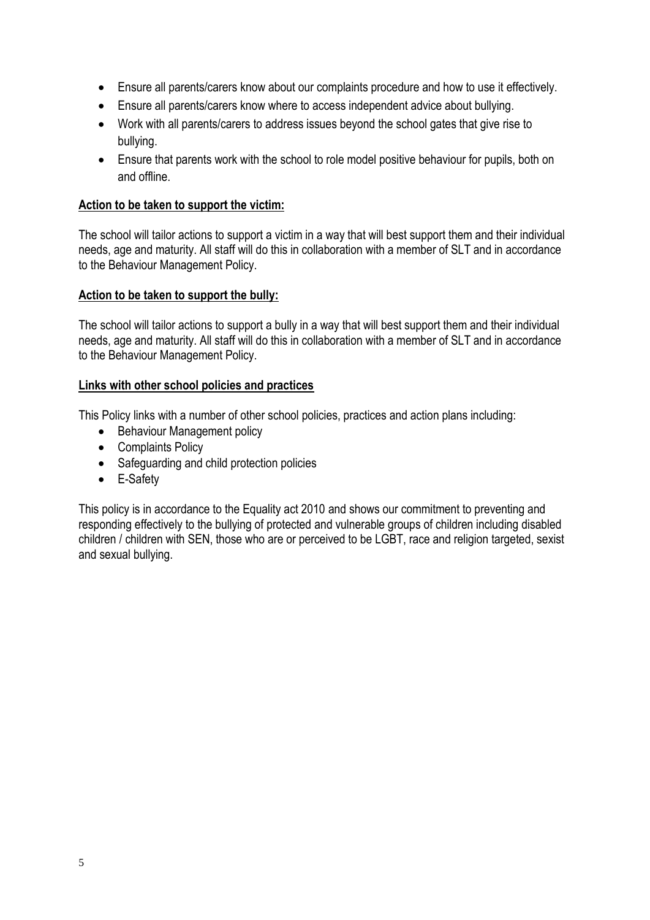- Ensure all parents/carers know about our complaints procedure and how to use it effectively.
- Ensure all parents/carers know where to access independent advice about bullying.
- Work with all parents/carers to address issues beyond the school gates that give rise to bullying.
- Ensure that parents work with the school to role model positive behaviour for pupils, both on and offline.

**Action to be taken to support the victim:**

The school will tailor actions to support a victim in a way that will best support them and their individual needs, age and maturity. All staff will do this in collaboration with a member of SLT and in accordance to the Behaviour Management Policy.

**Action to be taken to support the bully:**

The school will tailor actions to support a bully in a way that will best support them and their individual needs, age and maturity. All staff will do this in collaboration with a member of SLT and in accordance to the Behaviour Management Policy.

**Links with other school policies and practices**

This Policy links with a number of other school policies, practices and action plans including:

- Behaviour Management policy
- Complaints Policy
- Safeguarding and child protection policies
- E-Safety

This policy is in accordance to the Equality act 2010 and shows our commitment to preventing and responding effectively to the bullying of protected and vulnerable groups of children including disabled children / children with SEN, those who are or perceived to be LGBT, race and religion targeted, sexist and sexual bullying.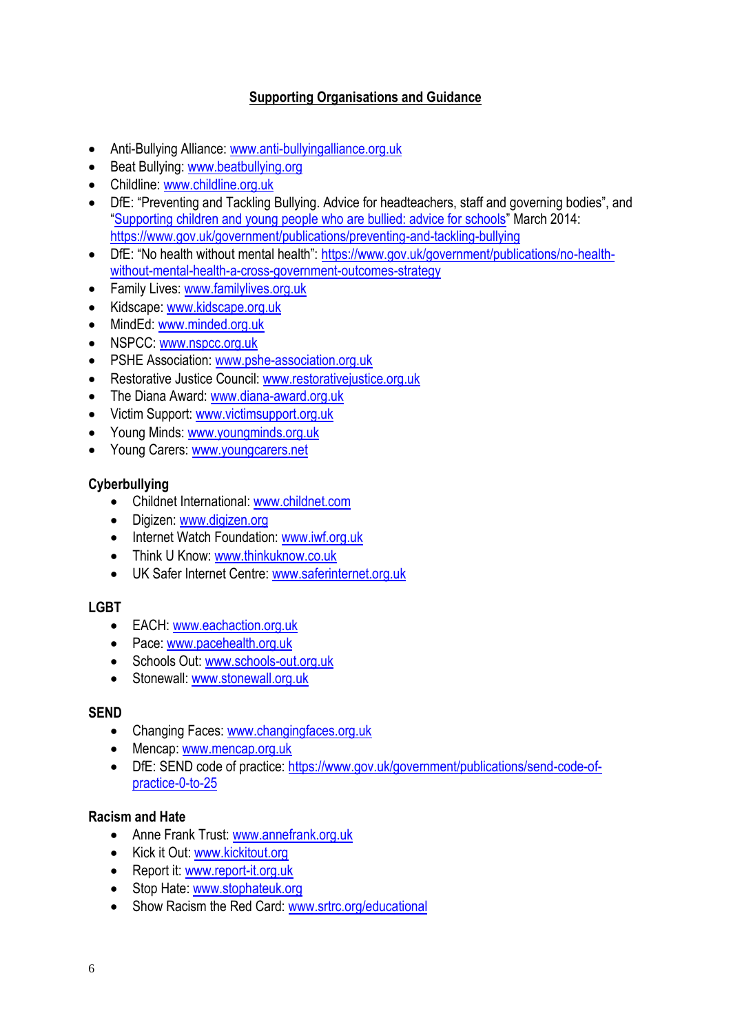## Supporting Organisations and Guidance

- Anti-Bullying Alliance: www.anti-bullyingalliance.org.uk
- Beat Bullying: www.beatbullying.org
- Childline: www.childline.org.uk
- DfE: "Preventing and Tackling Bullying. Advice for headteachers, staff and governing bodies", and "Supporting children and young people who are bullied: advice for schools" March 2014: https://www.gov.uk/government/publications/preventing-and-tackling-bullying
- DfE: "No health without mental health": https://www.gov.uk/government/publications/no-health-without-mental-health-a-cross-government-outcomes-strategy
- Family Lives: www.familylives.org.uk
- Kidscape: www.kidscape.org.uk
- MindEd: www.minded.org.uk
- NSPCC: www.nspcc.org.uk
- PSHE Association: www.pshe-association.org.uk
- Restorative Justice Council: www.restorativejustice.org.uk
- The Diana Award: www.diana-award.org.uk
- Victim Support: www.victimsupport.org.uk
- Young Minds: www.youngminds.org.uk
- Young Carers: www.youngcarers.net

### Cyberbullying

- Childnet International: www.childnet.com
- Digizen: www.digizen.org
- Internet Watch Foundation: www.iwf.org.uk
- Think U Know: www.thinkuknow.co.uk
- UK Safer Internet Centre: www.saferinternet.org.uk

### LGBT

- EACH: www.eachaction.org.uk
- Pace: www.pacehealth.org.uk
- Schools Out: www.schools-out.org.uk
- Stonewall: www.stonewall.org.uk

### SEND

- Changing Faces: www.changingfaces.org.uk
- Mencap: www.mencap.org.uk
- DfE: SEND code of practice: https://www.gov.uk/government/publications/send-code-of-practice-0-to-25

### Racism and Hate

- Anne Frank Trust: www.annefrank.org.uk
- Kick it Out: www.kickitout.org
- Report it: www.report-it.org.uk
- Stop Hate: www.stophateuk.org
- Show Racism the Red Card: www.srtrc.org/educational